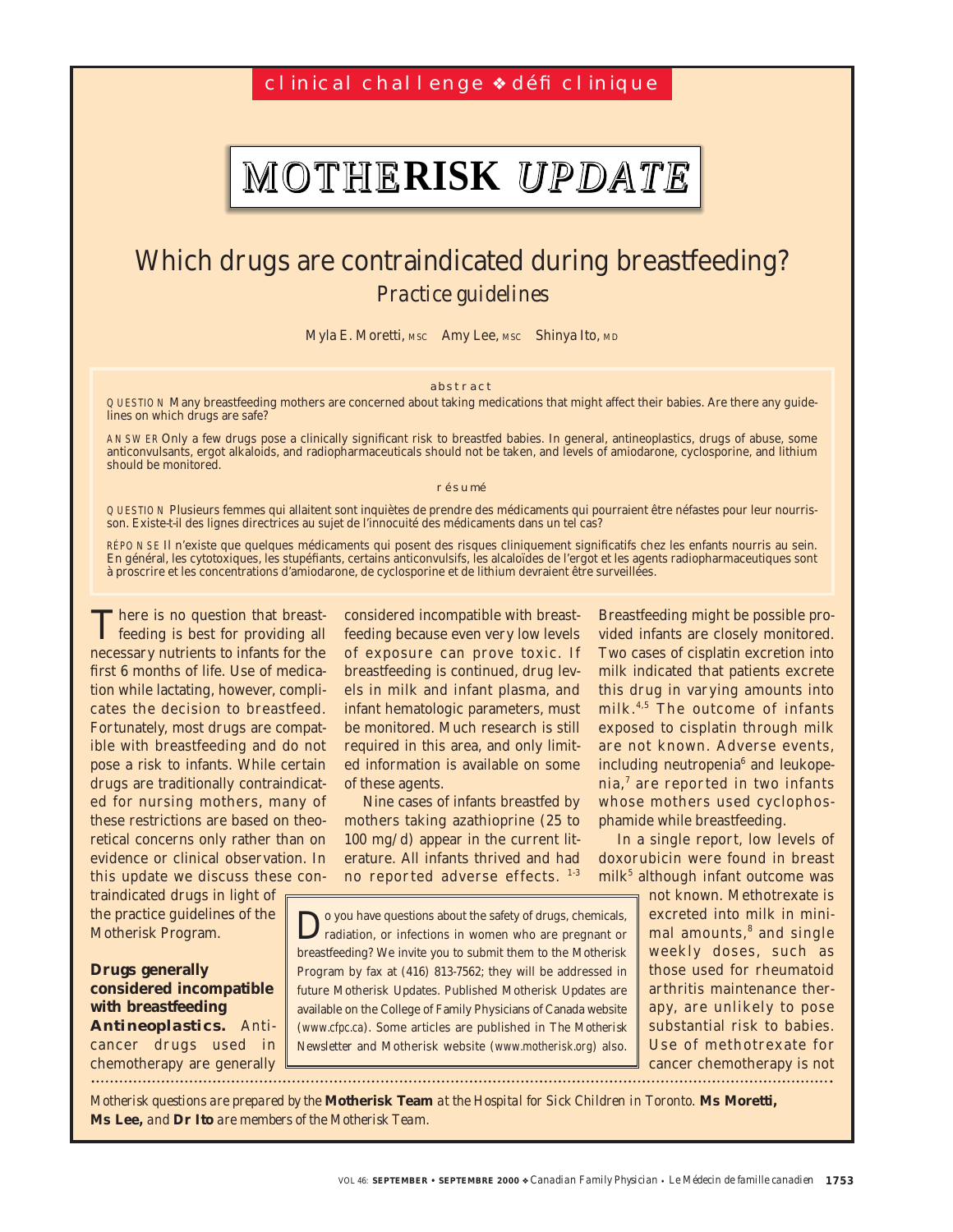clinical challenge ❖ défi clinique

# MOTHERISK UPDATE

## Which drugs are contraindicated during breastfeeding?

### *Practice guidelines*

Myla E. Moretti, MSC   Amy Lee, MSC   Shinya Ito, MD

**abstract**

QUESTION Many breastfeeding mothers are concerned about taking medications that might affect their babies. Are there any guidelines on which drugs are safe?

ANSWER Only a few drugs pose a clinically significant risk to breastfed babies. In general, antineoplastics, drugs of abuse, some anticonvulsants, ergot alkaloids, and radiopharmaceuticals should not be taken, and levels of amiodarone, cyclosporine, and lithium should be monitored.

**résumé**

QUESTION Plusieurs femmes qui allaitent sont inquiètes de prendre des médicaments qui pourraient être néfastes pour leur nourrisson. Existe-t-il des lignes directrices au sujet de l'innocuité des médicaments dans un tel cas?

RÉPONSE Il n'existe que quelques médicaments qui posent des risques cliniquement significatifs chez les enfants nourris au sein. En général, les cytotoxiques, les stupéfiants, certains anticonvulsifs, les alcaloïdes de l'ergot et les agents radiopharmaceutiques sont à proscrire et les concentrations d'amiodarone, de cyclosporine et de lithium devraient être surveillées.

There is no question that breastfeeding is best for providing all necessary nutrients to infants for the first 6 months of life. Use of medication while lactating, however, complicates the decision to breastfeed. Fortunately, most drugs are compatible with breastfeeding and do not pose a risk to infants. While certain drugs are traditionally contraindicated for nursing mothers, many of these restrictions are based on theoretical concerns only rather than on evidence or clinical observation. In this update we discuss these contraindicated drugs in light of the practice guidelines of the Motherisk Program.

### Drugs generally considered incompatible with breastfeeding

**Antineoplastics.** Anticancer drugs used in chemotherapy are generally considered incompatible with breastfeeding because even very low levels of exposure can prove toxic. If breastfeeding is continued, drug levels in milk and infant plasma, and infant hematologic parameters, must be monitored. Much research is still required in this area, and only limited information is available on some of these agents.

Nine cases of infants breastfed by mothers taking azathioprine (25 to 100 mg/d) appear in the current literature. All infants thrived and had no reported adverse effects.[1-3] Breastfeeding might be possible provided infants are closely monitored. Two cases of cisplatin excretion into milk indicated that patients excrete this drug in varying amounts into milk.[4,5] The outcome of infants exposed to cisplatin through milk are not known. Adverse events, including neutropenia[6] and leukopenia,[7] are reported in two infants whose mothers used cyclophosphamide while breastfeeding.

In a single report, low levels of doxorubicin were found in breast milk[5] although infant outcome was not known. Methotrexate is excreted into milk in minimal amounts,[8] and single weekly doses, such as those used for rheumatoid arthritis maintenance therapy, are unlikely to pose substantial risk to babies. Use of methotrexate for cancer chemotherapy is not

Do you have questions about the safety of drugs, chemicals, radiation, or infections in women who are pregnant or breastfeeding? We invite you to submit them to the Motherisk Program by fax at (416) 813-7562; they will be addressed in future Motherisk Updates. Published Motherisk Updates are available on the College of Family Physicians of Canada website (www.cfpc.ca). Some articles are published in The Motherisk Newsletter and Motherisk website (www.motherisk.org) also.

*Motherisk questions are prepared by the* **Motherisk Team** *at the Hospital for Sick Children in Toronto.* **Ms Moretti, Ms Lee,** *and* **Dr Ito** *are members of the Motherisk Team.*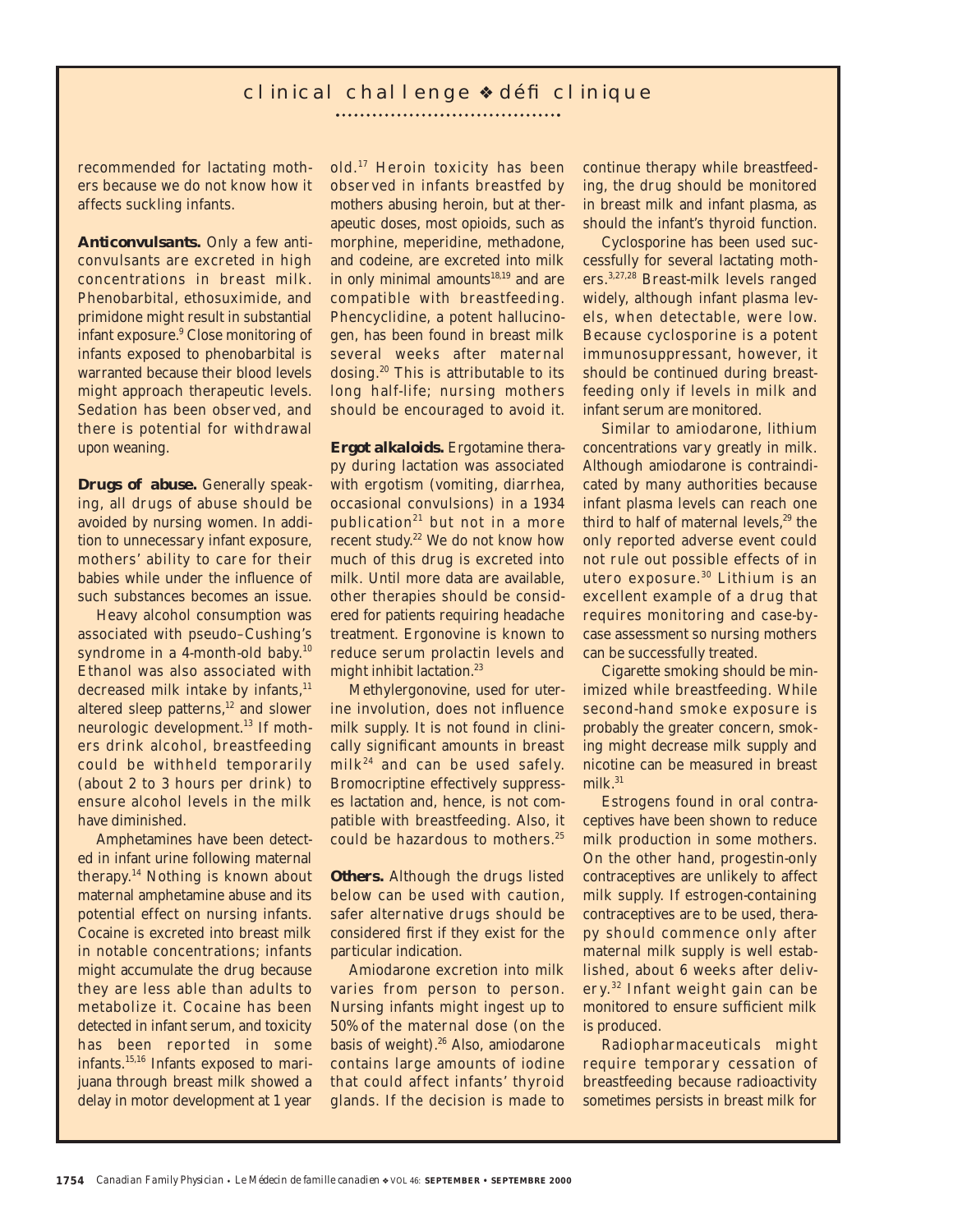recommended for lactating mothers because we do not know how it affects suckling infants.

**Anticonvulsants.** Only a few anticonvulsants are excreted in high concentrations in breast milk. Phenobarbital, ethosuximide, and primidone might result in substantial infant exposure.[9] Close monitoring of infants exposed to phenobarbital is warranted because their blood levels might approach therapeutic levels. Sedation has been observed, and there is potential for withdrawal upon weaning.

**Drugs of abuse.** Generally speaking, all drugs of abuse should be avoided by nursing women. In addition to unnecessary infant exposure, mothers' ability to care for their babies while under the influence of such substances becomes an issue.

Heavy alcohol consumption was associated with pseudo–Cushing's syndrome in a 4-month-old baby.[10] Ethanol was also associated with decreased milk intake by infants,[11] altered sleep patterns,[12] and slower neurologic development.[13] If mothers drink alcohol, breastfeeding could be withheld temporarily (about 2 to 3 hours per drink) to ensure alcohol levels in the milk have diminished.

Amphetamines have been detected in infant urine following maternal therapy.[14] Nothing is known about maternal amphetamine abuse and its potential effect on nursing infants. Cocaine is excreted into breast milk in notable concentrations; infants might accumulate the drug because they are less able than adults to metabolize it. Cocaine has been detected in infant serum, and toxicity has been reported in some infants.[15,16] Infants exposed to marijuana through breast milk showed a delay in motor development at 1 year old.[17] Heroin toxicity has been observed in infants breastfed by mothers abusing heroin, but at therapeutic doses, most opioids, such as morphine, meperidine, methadone, and codeine, are excreted into milk in only minimal amounts[18,19] and are compatible with breastfeeding. Phencyclidine, a potent hallucinogen, has been found in breast milk several weeks after maternal dosing.[20] This is attributable to its long half-life; nursing mothers should be encouraged to avoid it.

**Ergot alkaloids.** Ergotamine therapy during lactation was associated with ergotism (vomiting, diarrhea, occasional convulsions) in a 1934 publication[21] but not in a more recent study.[22] We do not know how much of this drug is excreted into milk. Until more data are available, other therapies should be considered for patients requiring headache treatment. Ergonovine is known to reduce serum prolactin levels and might inhibit lactation.[23]

Methylergonovine, used for uterine involution, does not influence milk supply. It is not found in clinically significant amounts in breast milk[24] and can be used safely. Bromocriptine effectively suppresses lactation and, hence, is not compatible with breastfeeding. Also, it could be hazardous to mothers.[25]

**Others.** Although the drugs listed below can be used with caution, safer alternative drugs should be considered first if they exist for the particular indication.

Amiodarone excretion into milk varies from person to person. Nursing infants might ingest up to 50% of the maternal dose (on the basis of weight).[26] Also, amiodarone contains large amounts of iodine that could affect infants' thyroid glands. If the decision is made to continue therapy while breastfeeding, the drug should be monitored in breast milk and infant plasma, as should the infant's thyroid function.

Cyclosporine has been used successfully for several lactating mothers.[3,27,28] Breast-milk levels ranged widely, although infant plasma levels, when detectable, were low. Because cyclosporine is a potent immunosuppressant, however, it should be continued during breastfeeding only if levels in milk and infant serum are monitored.

Similar to amiodarone, lithium concentrations vary greatly in milk. Although amiodarone is contraindicated by many authorities because infant plasma levels can reach one third to half of maternal levels,[29] the only reported adverse event could not rule out possible effects of in utero exposure.[30] Lithium is an excellent example of a drug that requires monitoring and case-by-case assessment so nursing mothers can be successfully treated.

Cigarette smoking should be minimized while breastfeeding. While second-hand smoke exposure is probably the greater concern, smoking might decrease milk supply and nicotine can be measured in breast milk.[31]

Estrogens found in oral contraceptives have been shown to reduce milk production in some mothers. On the other hand, progestin-only contraceptives are unlikely to affect milk supply. If estrogen-containing contraceptives are to be used, therapy should commence only after maternal milk supply is well established, about 6 weeks after delivery.[32] Infant weight gain can be monitored to ensure sufficient milk is produced.

Radiopharmaceuticals might require temporary cessation of breastfeeding because radioactivity sometimes persists in breast milk for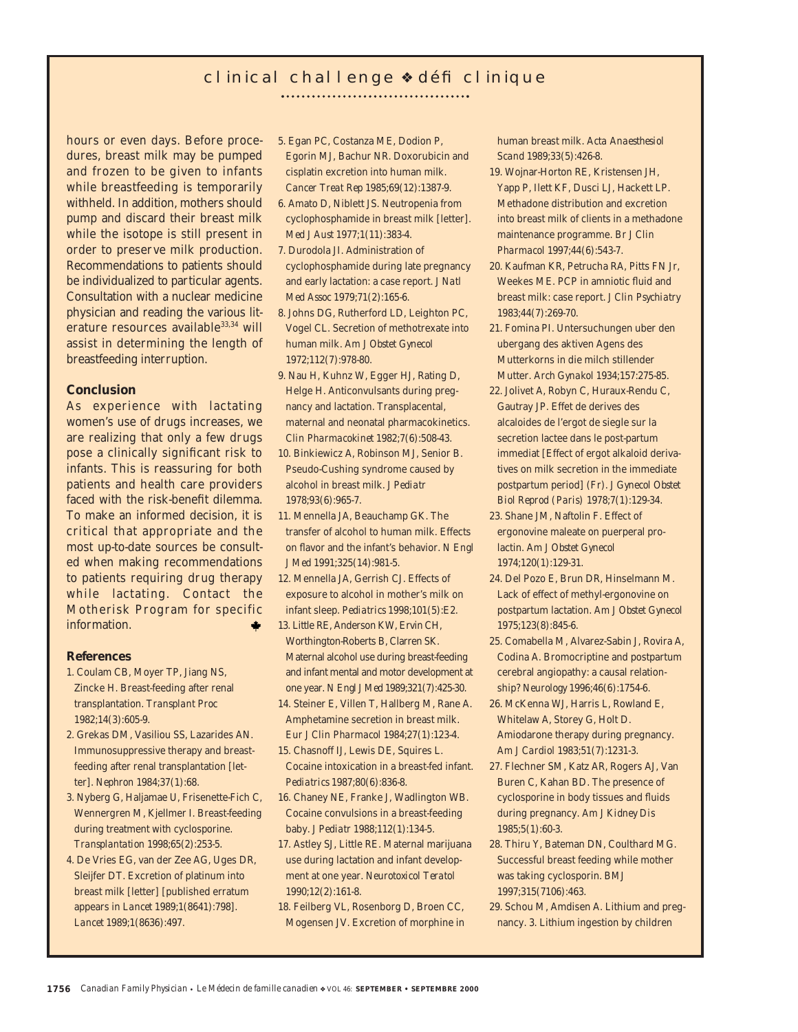hours or even days. Before procedures, breast milk may be pumped and frozen to be given to infants while breastfeeding is temporarily withheld. In addition, mothers should pump and discard their breast milk while the isotope is still present in order to preserve milk production. Recommendations to patients should be individualized to particular agents. Consultation with a nuclear medicine physician and reading the various literature resources available[33,34] will assist in determining the length of breastfeeding interruption.

## Conclusion

As experience with lactating women's use of drugs increases, we are realizing that only a few drugs pose a clinically significant risk to infants. This is reassuring for both patients and health care providers faced with the risk-benefit dilemma. To make an informed decision, it is critical that appropriate and the most up-to-date sources be consulted when making recommendations to patients requiring drug therapy while lactating. Contact the Motherisk Program for specific information.

## References

1. Coulam CB, Moyer TP, Jiang NS, Zincke H. Breast-feeding after renal transplantation. *Transplant Proc* 1982;14(3):605-9.
2. Grekas DM, Vasiliou SS, Lazarides AN. Immunosuppressive therapy and breast-feeding after renal transplantation [letter]. *Nephron* 1984;37(1):68.
3. Nyberg G, Haljamae U, Frisenette-Fich C, Wennergren M, Kjellmer I. Breast-feeding during treatment with cyclosporine. *Transplantation* 1998;65(2):253-5.
4. De Vries EG, van der Zee AG, Uges DR, Sleijfer DT. Excretion of platinum into breast milk [letter] [published erratum appears in *Lancet* 1989;1(8641):798]. *Lancet* 1989;1(8636):497.
5. Egan PC, Costanza ME, Dodion P, Egorin MJ, Bachur NR. Doxorubicin and cisplatin excretion into human milk. *Cancer Treat Rep* 1985;69(12):1387-9.
6. Amato D, Niblett JS. Neutropenia from cyclophosphamide in breast milk [letter]. *Med J Aust* 1977;1(11):383-4.
7. Durodola JI. Administration of cyclophosphamide during late pregnancy and early lactation: a case report. *J Natl Med Assoc* 1979;71(2):165-6.
8. Johns DG, Rutherford LD, Leighton PC, Vogel CL. Secretion of methotrexate into human milk. *Am J Obstet Gynecol* 1972;112(7):978-80.
9. Nau H, Kuhnz W, Egger HJ, Rating D, Helge H. Anticonvulsants during pregnancy and lactation. Transplacental, maternal and neonatal pharmacokinetics. *Clin Pharmacokinet* 1982;7(6):508-43.
10. Binkiewicz A, Robinson MJ, Senior B. Pseudo-Cushing syndrome caused by alcohol in breast milk. *J Pediatr* 1978;93(6):965-7.
11. Mennella JA, Beauchamp GK. The transfer of alcohol to human milk. Effects on flavor and the infant's behavior. *N Engl J Med* 1991;325(14):981-5.
12. Mennella JA, Gerrish CJ. Effects of exposure to alcohol in mother's milk on infant sleep. *Pediatrics* 1998;101(5):E2.
13. Little RE, Anderson KW, Ervin CH, Worthington-Roberts B, Clarren SK. Maternal alcohol use during breast-feeding and infant mental and motor development at one year. *N Engl J Med* 1989;321(7):425-30.
14. Steiner E, Villen T, Hallberg M, Rane A. Amphetamine secretion in breast milk. *Eur J Clin Pharmacol* 1984;27(1):123-4.
15. Chasnoff IJ, Lewis DE, Squires L. Cocaine intoxication in a breast-fed infant. *Pediatrics* 1987;80(6):836-8.
16. Chaney NE, Franke J, Wadlington WB. Cocaine convulsions in a breast-feeding baby. *J Pediatr* 1988;112(1):134-5.
17. Astley SJ, Little RE. Maternal marijuana use during lactation and infant development at one year. *Neurotoxicol Teratol* 1990;12(2):161-8.
18. Feilberg VL, Rosenborg D, Broen CC, Mogensen JV. Excretion of morphine in human breast milk. *Acta Anaesthesiol Scand* 1989;33(5):426-8.
19. Wojnar-Horton RE, Kristensen JH, Yapp P, Ilett KF, Dusci LJ, Hackett LP. Methadone distribution and excretion into breast milk of clients in a methadone maintenance programme. *Br J Clin Pharmacol* 1997;44(6):543-7.
20. Kaufman KR, Petrucha RA, Pitts FN Jr, Weekes ME. PCP in amniotic fluid and breast milk: case report. *J Clin Psychiatry* 1983;44(7):269-70.
21. Fomina PI. Untersuchungen uber den ubergang des aktiven Agens des Mutterkorns in die milch stillender Mutter. *Arch Gynakol* 1934;157:275-85.
22. Jolivet A, Robyn C, Huraux-Rendu C, Gautray JP. Effet de derives des alcaloides de l'ergot de siegle sur la secretion lactee dans le post-partum immediat [Effect of ergot alkaloid derivatives on milk secretion in the immediate postpartum period] (Fr). *J Gynecol Obstet Biol Reprod (Paris)* 1978;7(1):129-34.
23. Shane JM, Naftolin F. Effect of ergonovine maleate on puerperal prolactin. *Am J Obstet Gynecol* 1974;120(1):129-31.
24. Del Pozo E, Brun DR, Hinselmann M. Lack of effect of methyl-ergonovine on postpartum lactation. *Am J Obstet Gynecol* 1975;123(8):845-6.
25. Comabella M, Alvarez-Sabin J, Rovira A, Codina A. Bromocriptine and postpartum cerebral angiopathy: a causal relationship? *Neurology* 1996;46(6):1754-6.
26. McKenna WJ, Harris L, Rowland E, Whitelaw A, Storey G, Holt D. Amiodarone therapy during pregnancy. *Am J Cardiol* 1983;51(7):1231-3.
27. Flechner SM, Katz AR, Rogers AJ, Van Buren C, Kahan BD. The presence of cyclosporine in body tissues and fluids during pregnancy. *Am J Kidney Dis* 1985;5(1):60-3.
28. Thiru Y, Bateman DN, Coulthard MG. Successful breast feeding while mother was taking cyclosporin. *BMJ* 1997;315(7106):463.
29. Schou M, Amdisen A. Lithium and pregnancy. 3. Lithium ingestion by children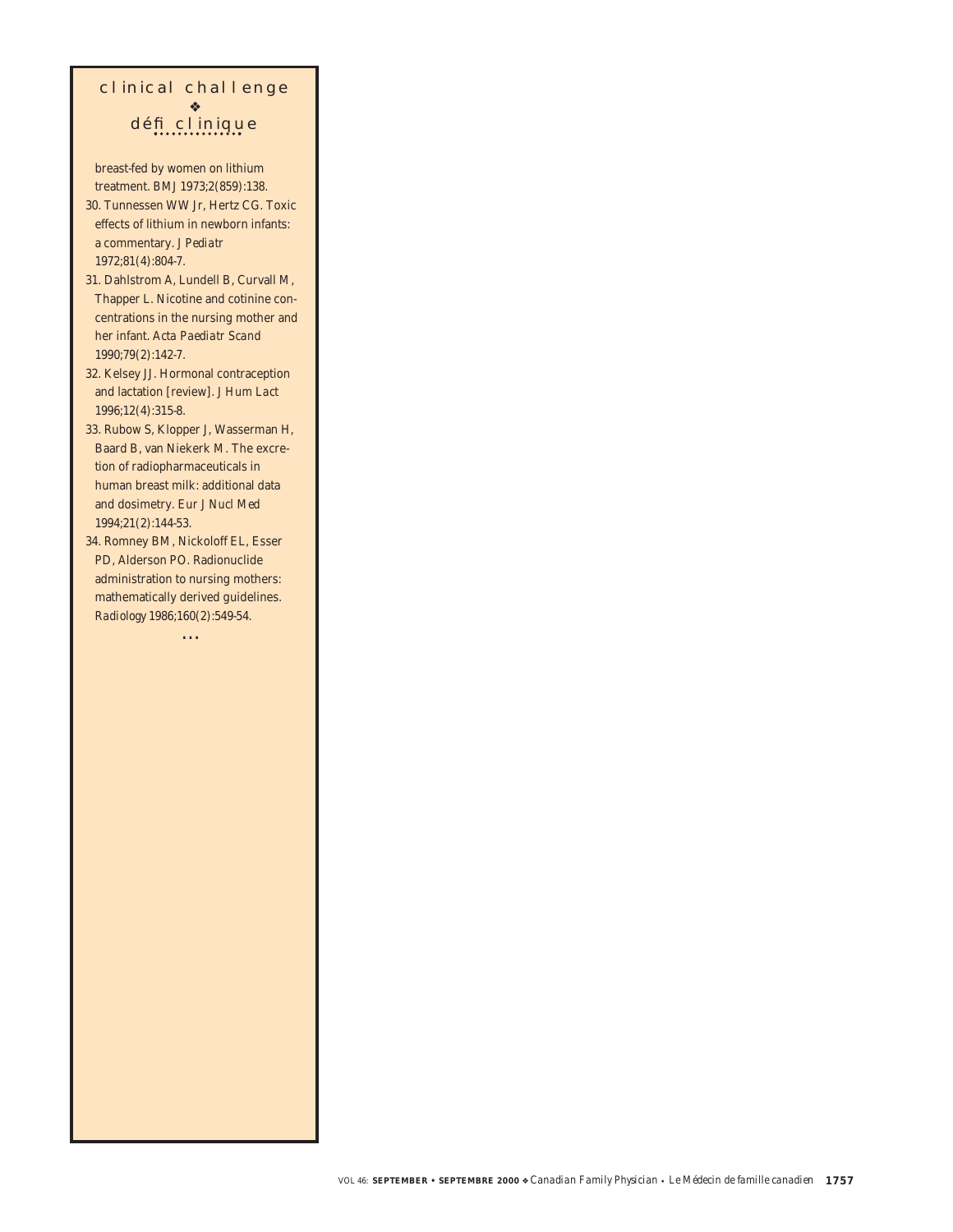breast-fed by women on lithium treatment. *BMJ* 1973;2(859):138.

30. Tunnessen WW Jr, Hertz CG. Toxic effects of lithium in newborn infants: a commentary. *J Pediatr* 1972;81(4):804-7.
31. Dahlstrom A, Lundell B, Curvall M, Thapper L. Nicotine and cotinine concentrations in the nursing mother and her infant. *Acta Paediatr Scand* 1990;79(2):142-7.
32. Kelsey JJ. Hormonal contraception and lactation [review]. *J Hum Lact* 1996;12(4):315-8.
33. Rubow S, Klopper J, Wasserman H, Baard B, van Niekerk M. The excretion of radiopharmaceuticals in human breast milk: additional data and dosimetry. *Eur J Nucl Med* 1994;21(2):144-53.
34. Romney BM, Nickoloff EL, Esser PD, Alderson PO. Radionuclide administration to nursing mothers: mathematically derived guidelines. *Radiology* 1986;160(2):549-54.

...